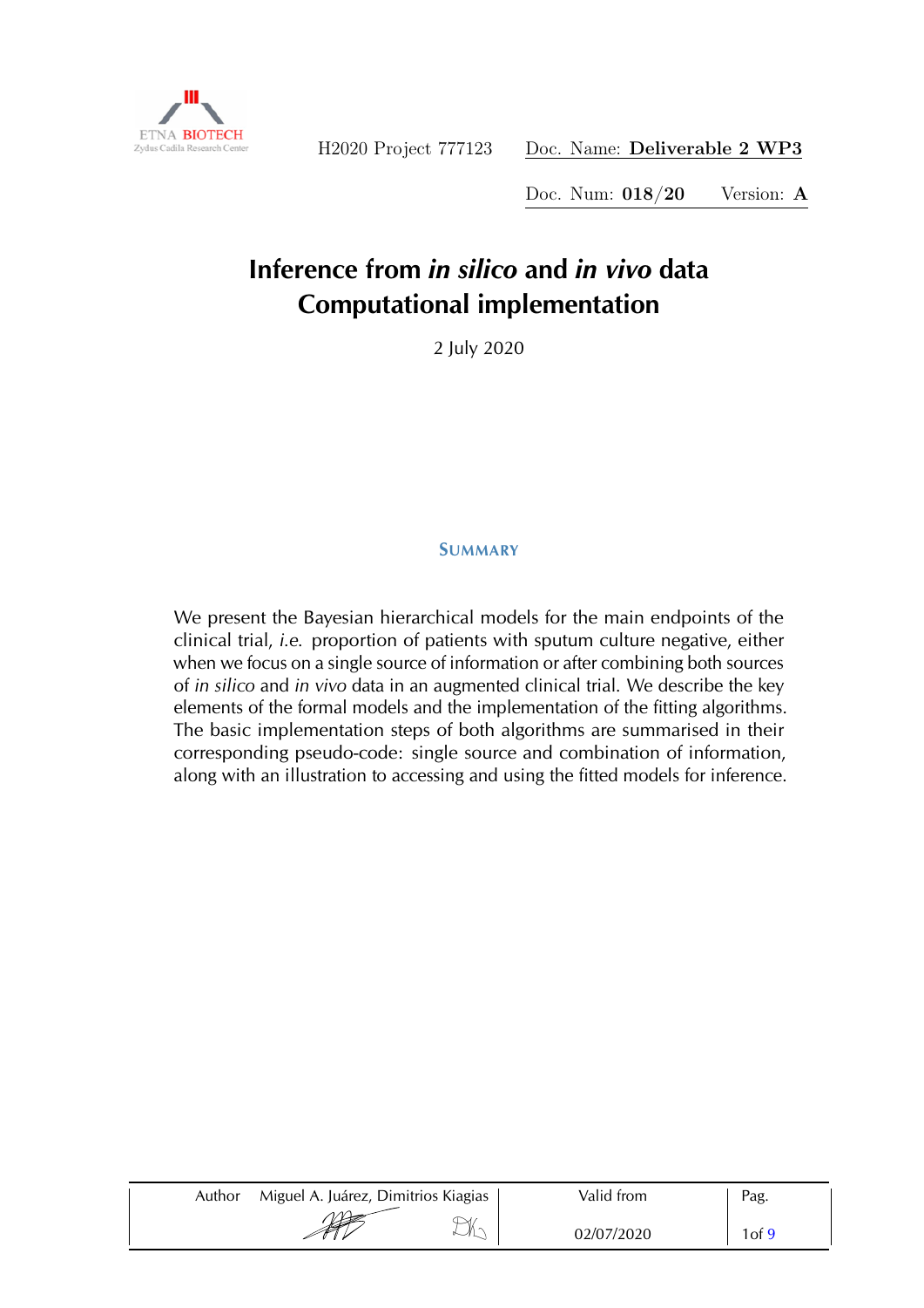H2020 Project 777123 Doc. Name: **Deliverable 2 WP3**

Doc. Num: **018/20** Version: **A**

# Inference from *in silico* and *in vivo* data Computational implementation

2 July 2020

## Summary

We present the Bayesian hierarchical models for the main endpoints of the clinical trial, *i.e.* proportion of patients with sputum culture negative, either when we focus on a single source of information or after combining both sources of *in silico* and *in vivo* data in an augmented clinical trial. We describe the key elements of the formal models and the implementation of the fitting algorithms. The basic implementation steps of both algorithms are summarised in their corresponding pseudo-code: single source and combination of information, along with an illustration to accessing and using the fitted models for inference.

| Author | Miguel A. Juárez, Dimitrios Kiagias | Valid from |
| --- | --- | --- |
| | | 02/07/2020 |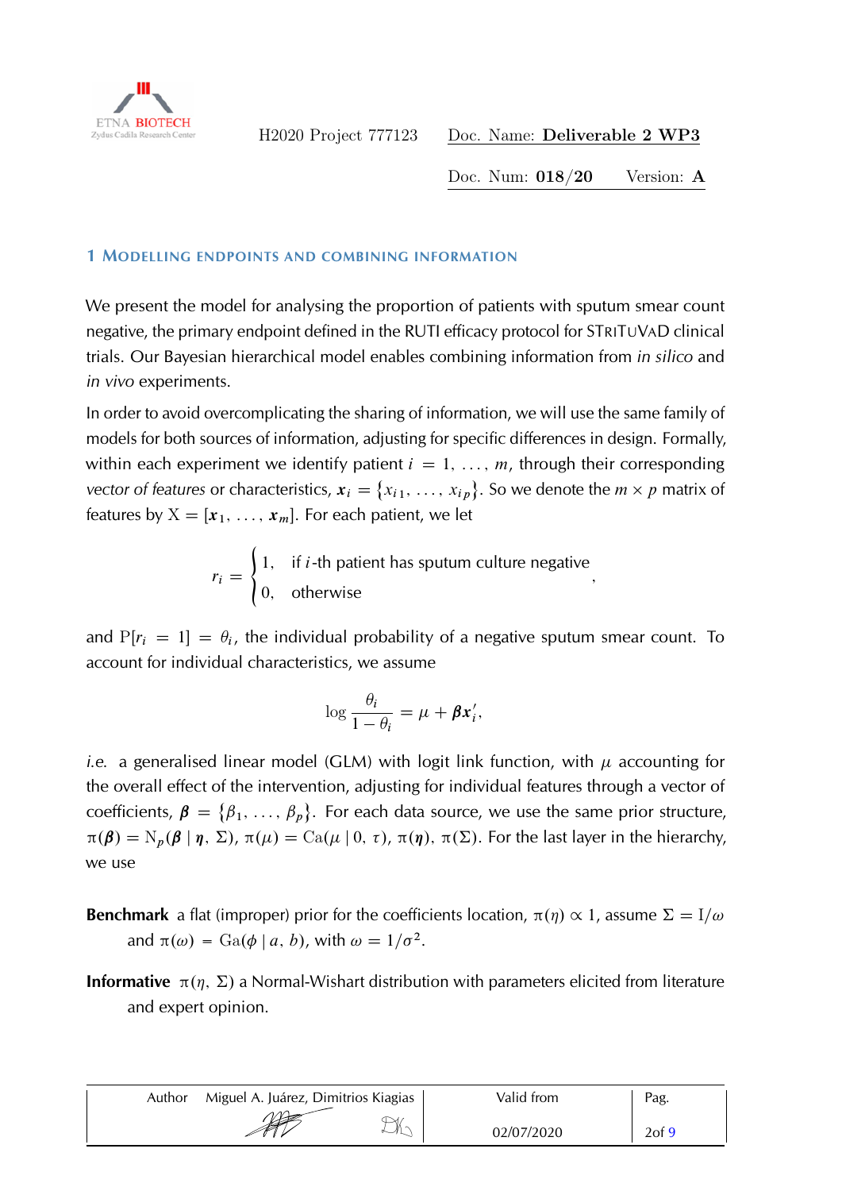## 1 Modelling endpoints and combining information

We present the model for analysing the proportion of patients with sputum smear count negative, the primary endpoint defined in the RUTI efficacy protocol for STriTuVaD clinical trials. Our Bayesian hierarchical model enables combining information from *in silico* and *in vivo* experiments.

In order to avoid overcomplicating the sharing of information, we will use the same family of models for both sources of information, adjusting for specific differences in design. Formally, within each experiment we identify patient $i = 1, \ldots, m$, through their corresponding *vector of features* or characteristics, $\boldsymbol{x}_i = \{x_{i1}, \ldots, x_{ip}\}$. So we denote the $m \times p$ matrix of features by $\mathrm{X} = [\boldsymbol{x}_1, \ldots, \boldsymbol{x}_m]$. For each patient, we let

$$r_i = \begin{cases} 1, & \text{if } i\text{-th patient has sputum culture negative} \\ 0, & \text{otherwise} \end{cases},$$

and $\mathrm{P}[r_i = 1] = \theta_i$, the individual probability of a negative sputum smear count. To account for individual characteristics, we assume

$$\log \frac{\theta_i}{1 - \theta_i} = \mu + \boldsymbol{\beta} \boldsymbol{x}_i',$$

*i.e.* a generalised linear model (GLM) with logit link function, with $\mu$ accounting for the overall effect of the intervention, adjusting for individual features through a vector of coefficients, $\boldsymbol{\beta} = \{\beta_1, \ldots, \beta_p\}$. For each data source, we use the same prior structure, $\pi(\boldsymbol{\beta}) = \mathrm{N}_p(\boldsymbol{\beta} \mid \boldsymbol{\eta}, \Sigma)$, $\pi(\mu) = \mathrm{Ca}(\mu \mid 0, \tau)$, $\pi(\boldsymbol{\eta})$, $\pi(\Sigma)$. For the last layer in the hierarchy, we use

**Benchmark** a flat (improper) prior for the coefficients location, $\pi(\eta) \propto 1$, assume $\Sigma = \mathrm{I}/\omega$ and $\pi(\omega) = \mathrm{Ga}(\phi \mid a, b)$, with $\omega = 1/\sigma^2$.

**Informative** $\pi(\eta, \Sigma)$ a Normal-Wishart distribution with parameters elicited from literature and expert opinion.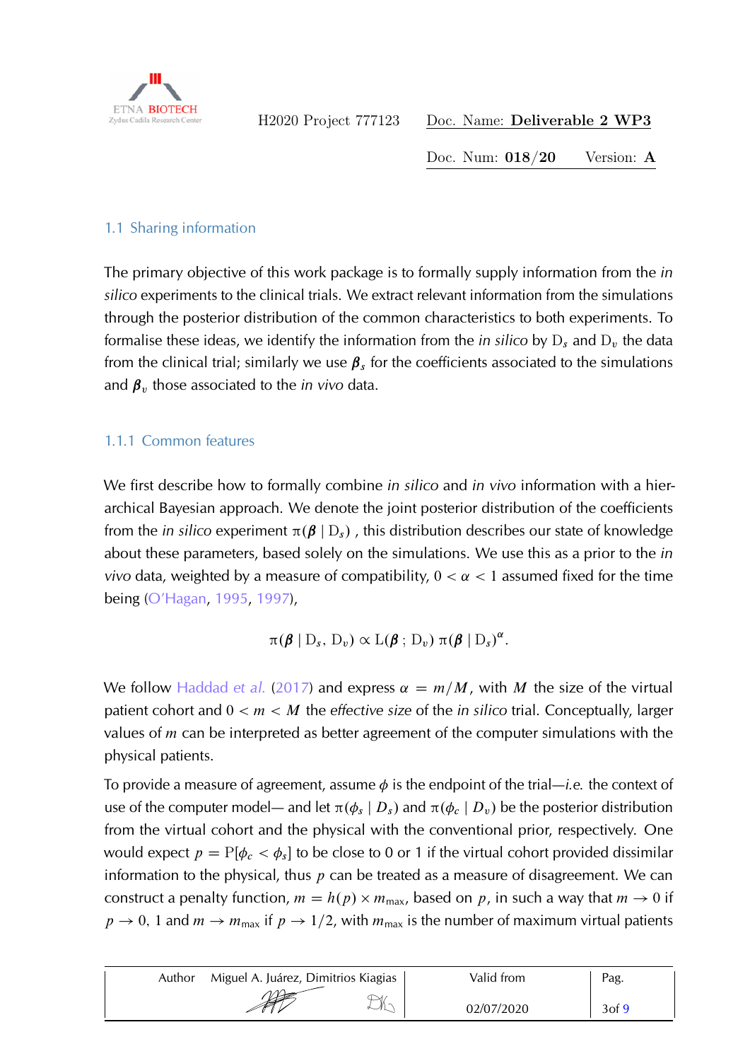## 1.1 Sharing information

The primary objective of this work package is to formally supply information from the *in silico* experiments to the clinical trials. We extract relevant information from the simulations through the posterior distribution of the common characteristics to both experiments. To formalise these ideas, we identify the information from the *in silico* by $\mathrm{D}_s$ and $\mathrm{D}_v$ the data from the clinical trial; similarly we use $\boldsymbol{\beta}_s$ for the coefficients associated to the simulations and $\boldsymbol{\beta}_v$ those associated to the *in vivo* data.

### 1.1.1 Common features

We first describe how to formally combine *in silico* and *in vivo* information with a hierarchical Bayesian approach. We denote the joint posterior distribution of the coefficients from the *in silico* experiment $\pi(\boldsymbol{\beta} \mid \mathrm{D}_s)$ , this distribution describes our state of knowledge about these parameters, based solely on the simulations. We use this as a prior to the *in vivo* data, weighted by a measure of compatibility, $0 < \alpha < 1$ assumed fixed for the time being (O'Hagan, 1995, 1997),

$$\pi(\boldsymbol{\beta} \mid \mathrm{D}_s, \mathrm{D}_v) \propto \mathrm{L}(\boldsymbol{\beta}\,;\, \mathrm{D}_v)\, \pi(\boldsymbol{\beta} \mid \mathrm{D}_s)^{\alpha}.$$

We follow Haddad *et al.* (2017) and express $\alpha = m/M$, with $M$ the size of the virtual patient cohort and $0 < m < M$ the *effective size* of the *in silico* trial. Conceptually, larger values of $m$ can be interpreted as better agreement of the computer simulations with the physical patients.

To provide a measure of agreement, assume $\phi$ is the endpoint of the trial—*i.e.* the context of use of the computer model— and let $\pi(\phi_s \mid D_s)$ and $\pi(\phi_c \mid D_v)$ be the posterior distribution from the virtual cohort and the physical with the conventional prior, respectively. One would expect $p = \mathrm{P}[\phi_c < \phi_s]$ to be close to 0 or 1 if the virtual cohort provided dissimilar information to the physical, thus $p$ can be treated as a measure of disagreement. We can construct a penalty function, $m = h(p) \times m_{\max}$, based on $p$, in such a way that $m \to 0$ if $p \to 0, 1$ and $m \to m_{\max}$ if $p \to 1/2$, with $m_{\max}$ is the number of maximum virtual patients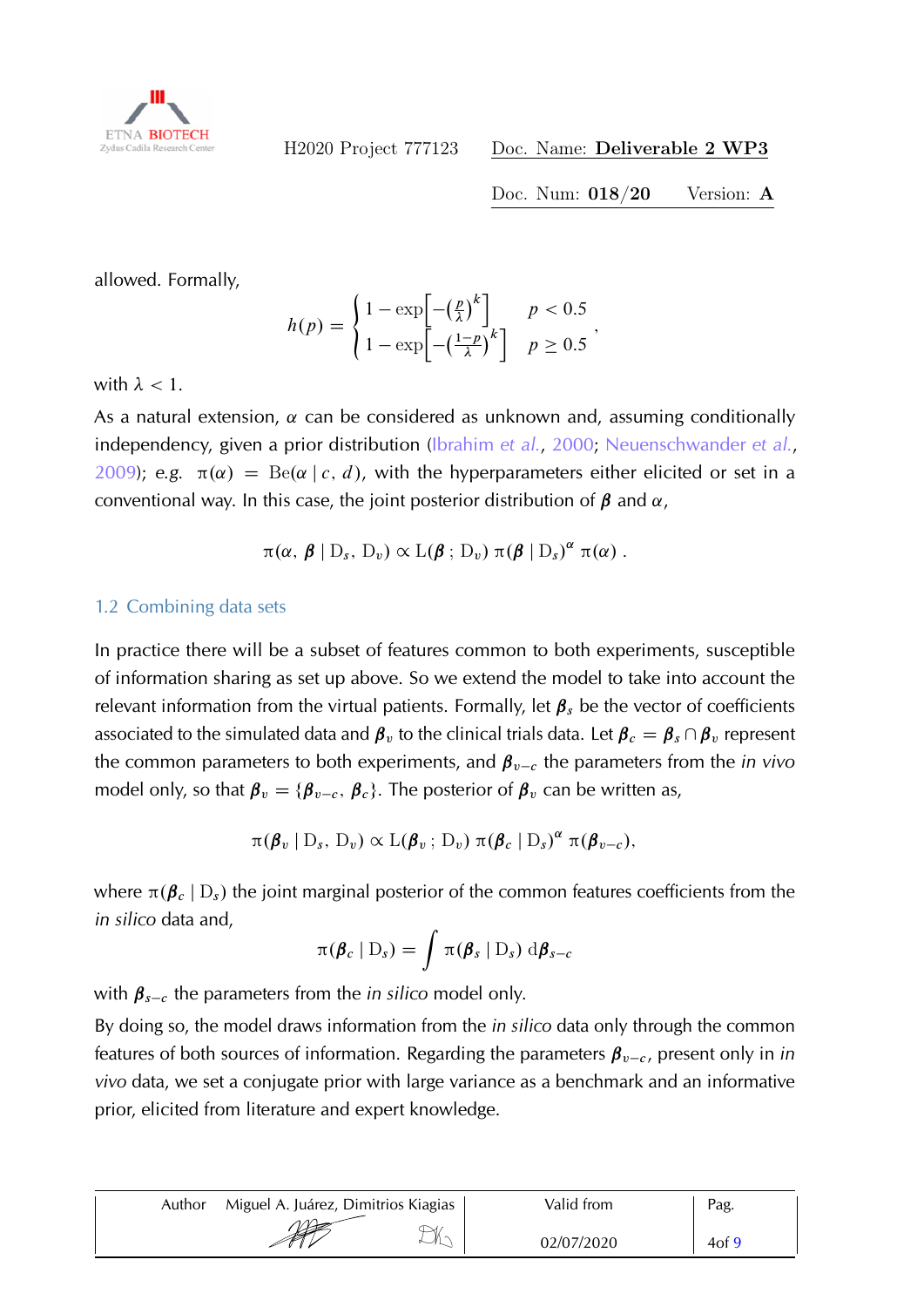allowed. Formally,

$$h(p) = \begin{cases} 1 - \exp\left[-\left(\frac{p}{\lambda}\right)^k\right] & p < 0.5 \\ 1 - \exp\left[-\left(\frac{1-p}{\lambda}\right)^k\right] & p \geq 0.5 \end{cases},$$

with $\lambda < 1$.

As a natural extension, $\alpha$ can be considered as unknown and, assuming conditionally independency, given a prior distribution (Ibrahim *et al.*, 2000; Neuenschwander *et al.*, 2009); *e.g.* $\pi(\alpha) = \mathrm{Be}(\alpha \mid c, d)$, with the hyperparameters either elicited or set in a conventional way. In this case, the joint posterior distribution of $\boldsymbol{\beta}$ and $\alpha$,

$$\pi(\alpha, \boldsymbol{\beta} \mid \mathrm{D}_s, \mathrm{D}_v) \propto \mathrm{L}(\boldsymbol{\beta} \,;\, \mathrm{D}_v)\, \pi(\boldsymbol{\beta} \mid \mathrm{D}_s)^{\alpha}\, \pi(\alpha)\ .$$

## 1.2 Combining data sets

In practice there will be a subset of features common to both experiments, susceptible of information sharing as set up above. So we extend the model to take into account the relevant information from the virtual patients. Formally, let $\boldsymbol{\beta}_s$ be the vector of coefficients associated to the simulated data and $\boldsymbol{\beta}_v$ to the clinical trials data. Let $\boldsymbol{\beta}_c = \boldsymbol{\beta}_s \cap \boldsymbol{\beta}_v$ represent the common parameters to both experiments, and $\boldsymbol{\beta}_{v-c}$ the parameters from the *in vivo* model only, so that $\boldsymbol{\beta}_v = \{\boldsymbol{\beta}_{v-c}, \boldsymbol{\beta}_c\}$. The posterior of $\boldsymbol{\beta}_v$ can be written as,

$$\pi(\boldsymbol{\beta}_v \mid \mathrm{D}_s, \mathrm{D}_v) \propto \mathrm{L}(\boldsymbol{\beta}_v \,;\, \mathrm{D}_v)\, \pi(\boldsymbol{\beta}_c \mid \mathrm{D}_s)^{\alpha}\, \pi(\boldsymbol{\beta}_{v-c}),$$

where $\pi(\boldsymbol{\beta}_c \mid \mathrm{D}_s)$ the joint marginal posterior of the common features coefficients from the *in silico* data and,

$$\pi(\boldsymbol{\beta}_c \mid \mathrm{D}_s) = \int \pi(\boldsymbol{\beta}_s \mid \mathrm{D}_s)\, \mathrm{d}\boldsymbol{\beta}_{s-c}$$

with $\boldsymbol{\beta}_{s-c}$ the parameters from the *in silico* model only.

By doing so, the model draws information from the *in silico* data only through the common features of both sources of information. Regarding the parameters $\boldsymbol{\beta}_{v-c}$, present only in *in vivo* data, we set a conjugate prior with large variance as a benchmark and an informative prior, elicited from literature and expert knowledge.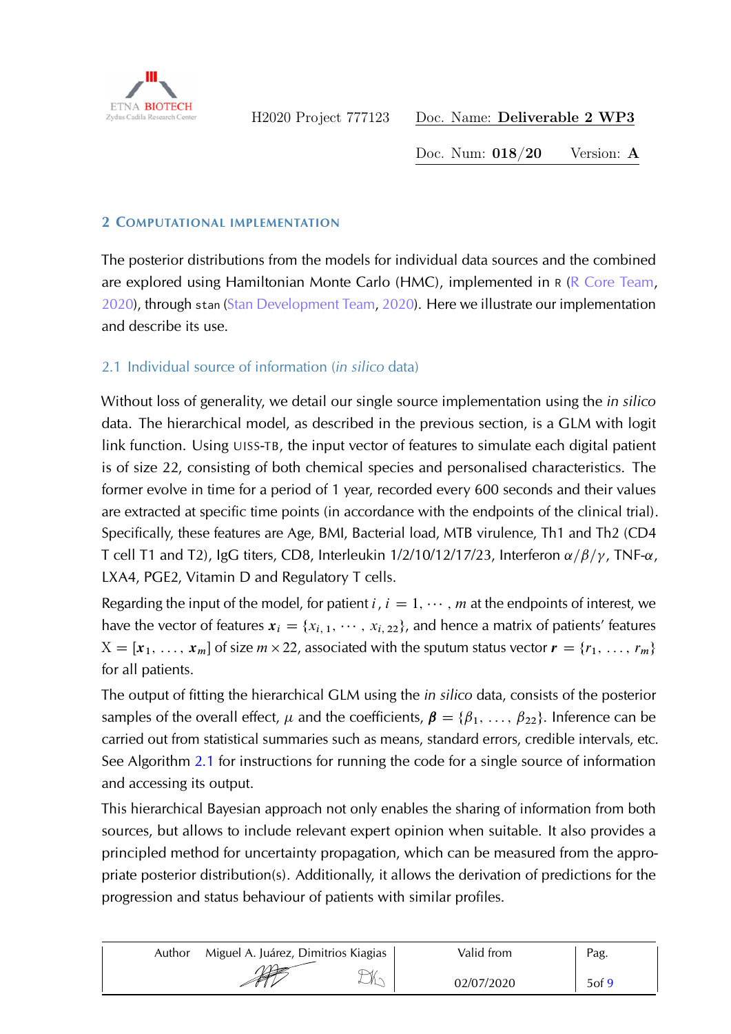## 2 Computational implementation

The posterior distributions from the models for individual data sources and the combined are explored using Hamiltonian Monte Carlo (HMC), implemented in R (R Core Team, 2020), through `stan` (Stan Development Team, 2020). Here we illustrate our implementation and describe its use.

### 2.1 Individual source of information (*in silico* data)

Without loss of generality, we detail our single source implementation using the *in silico* data. The hierarchical model, as described in the previous section, is a GLM with logit link function. Using UISS-TB, the input vector of features to simulate each digital patient is of size 22, consisting of both chemical species and personalised characteristics. The former evolve in time for a period of 1 year, recorded every 600 seconds and their values are extracted at specific time points (in accordance with the endpoints of the clinical trial). Specifically, these features are Age, BMI, Bacterial load, MTB virulence, Th1 and Th2 (CD4 T cell T1 and T2), IgG titers, CD8, Interleukin 1/2/10/12/17/23, Interferon $\alpha/\beta/\gamma$, TNF-$\alpha$, LXA4, PGE2, Vitamin D and Regulatory T cells.

Regarding the input of the model, for patient $i$, $i = 1, \cdots, m$ at the endpoints of interest, we have the vector of features $\boldsymbol{x}_i = \{x_{i,1}, \cdots, x_{i,22}\}$, and hence a matrix of patients' features $\mathrm{X} = [\boldsymbol{x}_1, \ldots, \boldsymbol{x}_m]$ of size $m \times 22$, associated with the sputum status vector $\boldsymbol{r} = \{r_1, \ldots, r_m\}$ for all patients.

The output of fitting the hierarchical GLM using the *in silico* data, consists of the posterior samples of the overall effect, $\mu$ and the coefficients, $\boldsymbol{\beta} = \{\beta_1, \ldots, \beta_{22}\}$. Inference can be carried out from statistical summaries such as means, standard errors, credible intervals, etc. See Algorithm 2.1 for instructions for running the code for a single source of information and accessing its output.

This hierarchical Bayesian approach not only enables the sharing of information from both sources, but allows to include relevant expert opinion when suitable. It also provides a principled method for uncertainty propagation, which can be measured from the appropriate posterior distribution(s). Additionally, it allows the derivation of predictions for the progression and status behaviour of patients with similar profiles.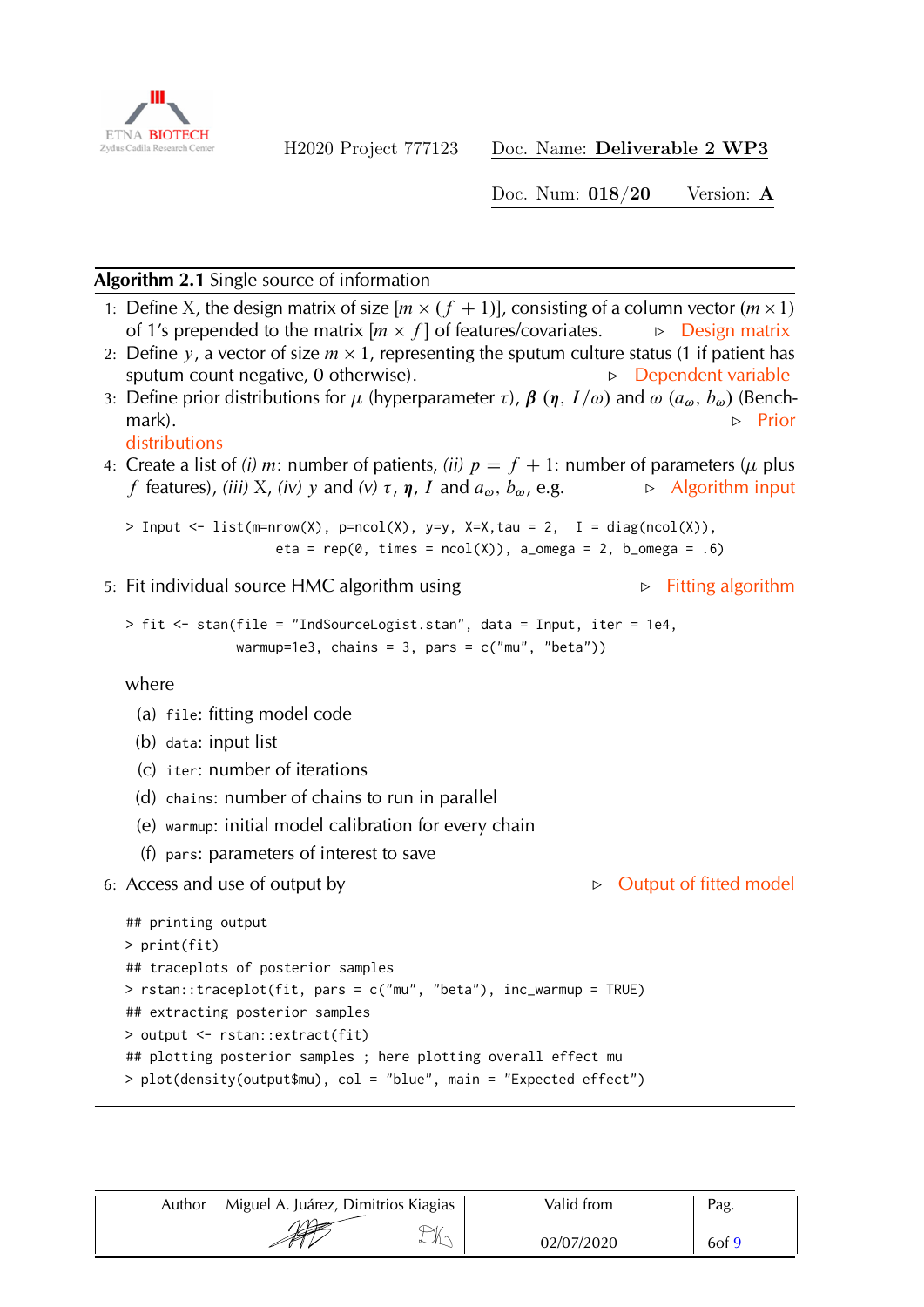**Algorithm 2.1** Single source of information

1. Define X, the design matrix of size $[m \times (f+1)]$, consisting of a column vector $(m \times 1)$ of 1's prepended to the matrix $[m \times f]$ of features/covariates. ▷ Design matrix
2. Define $y$, a vector of size $m \times 1$, representing the sputum culture status (1 if patient has sputum count negative, 0 otherwise). ▷ Dependent variable
3. Define prior distributions for $\mu$ (hyperparameter $\tau$), $\boldsymbol{\beta}$ ($\boldsymbol{\eta}$, $I/\omega$) and $\omega$ ($a_\omega$, $b_\omega$) (Benchmark). ▷ Prior distributions
4. Create a list of *(i)* $m$: number of patients, *(ii)* $p = f+1$: number of parameters ($\mu$ plus $f$ features), *(iii)* X, *(iv)* $y$ and *(v)* $\tau$, $\boldsymbol{\eta}$, $I$ and $a_\omega$, $b_\omega$, e.g. ▷ Algorithm input

```
> Input <- list(m=nrow(X), p=ncol(X), y=y, X=X,tau = 2,  I = diag(ncol(X)),
                 eta = rep(0, times = ncol(X)), a_omega = 2, b_omega = .6)
```

5. Fit individual source HMC algorithm using ▷ Fitting algorithm

```
> fit <- stan(file = "IndSourceLogist.stan", data = Input, iter = 1e4,
             warmup=1e3, chains = 3, pars = c("mu", "beta"))
```

   where

   (a) `file`: fitting model code
   (b) `data`: input list
   (c) `iter`: number of iterations
   (d) `chains`: number of chains to run in parallel
   (e) `warmup`: initial model calibration for every chain
   (f) `pars`: parameters of interest to save

6. Access and use of output by ▷ Output of fitted model

```
## printing output
> print(fit)
## traceplots of posterior samples
> rstan::traceplot(fit, pars = c("mu", "beta"), inc_warmup = TRUE)
## extracting posterior samples
> output <- rstan::extract(fit)
## plotting posterior samples ; here plotting overall effect mu
> plot(density(output$mu), col = "blue", main = "Expected effect")
```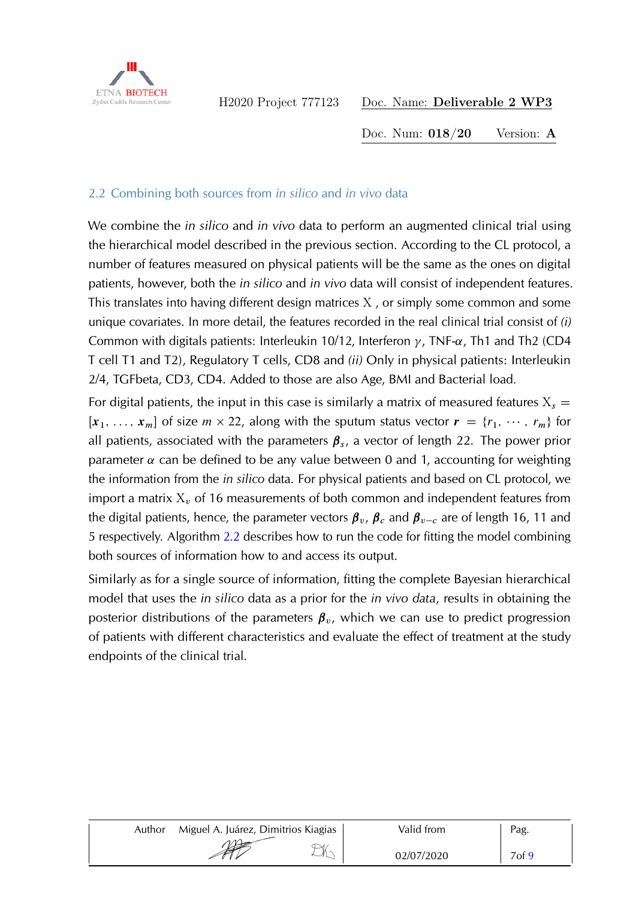## 2.2 Combining both sources from *in silico* and *in vivo* data

We combine the *in silico* and *in vivo* data to perform an augmented clinical trial using the hierarchical model described in the previous section. According to the CL protocol, a number of features measured on physical patients will be the same as the ones on digital patients, however, both the *in silico* and *in vivo* data will consist of independent features. This translates into having different design matrices X , or simply some common and some unique covariates. In more detail, the features recorded in the real clinical trial consist of *(i)* Common with digitals patients: Interleukin 10/12, Interferon $\gamma$, TNF-$\alpha$, Th1 and Th2 (CD4 T cell T1 and T2), Regulatory T cells, CD8 and *(ii)* Only in physical patients: Interleukin 2/4, TGFbeta, CD3, CD4. Added to those are also Age, BMI and Bacterial load.

For digital patients, the input in this case is similarly a matrix of measured features $\mathrm{X}_s = [\boldsymbol{x}_1, \ldots, \boldsymbol{x}_m]$ of size $m \times 22$, along with the sputum status vector $\boldsymbol{r} = \{r_1, \cdots, r_m\}$ for all patients, associated with the parameters $\boldsymbol{\beta}_s$, a vector of length 22. The power prior parameter $\alpha$ can be defined to be any value between 0 and 1, accounting for weighting the information from the *in silico* data. For physical patients and based on CL protocol, we import a matrix $\mathrm{X}_v$ of 16 measurements of both common and independent features from the digital patients, hence, the parameter vectors $\boldsymbol{\beta}_v$, $\boldsymbol{\beta}_c$ and $\boldsymbol{\beta}_{v-c}$ are of length 16, 11 and 5 respectively. Algorithm 2.2 describes how to run the code for fitting the model combining both sources of information how to and access its output.

Similarly as for a single source of information, fitting the complete Bayesian hierarchical model that uses the *in silico* data as a prior for the *in vivo data*, results in obtaining the posterior distributions of the parameters $\boldsymbol{\beta}_v$, which we can use to predict progression of patients with different characteristics and evaluate the effect of treatment at the study endpoints of the clinical trial.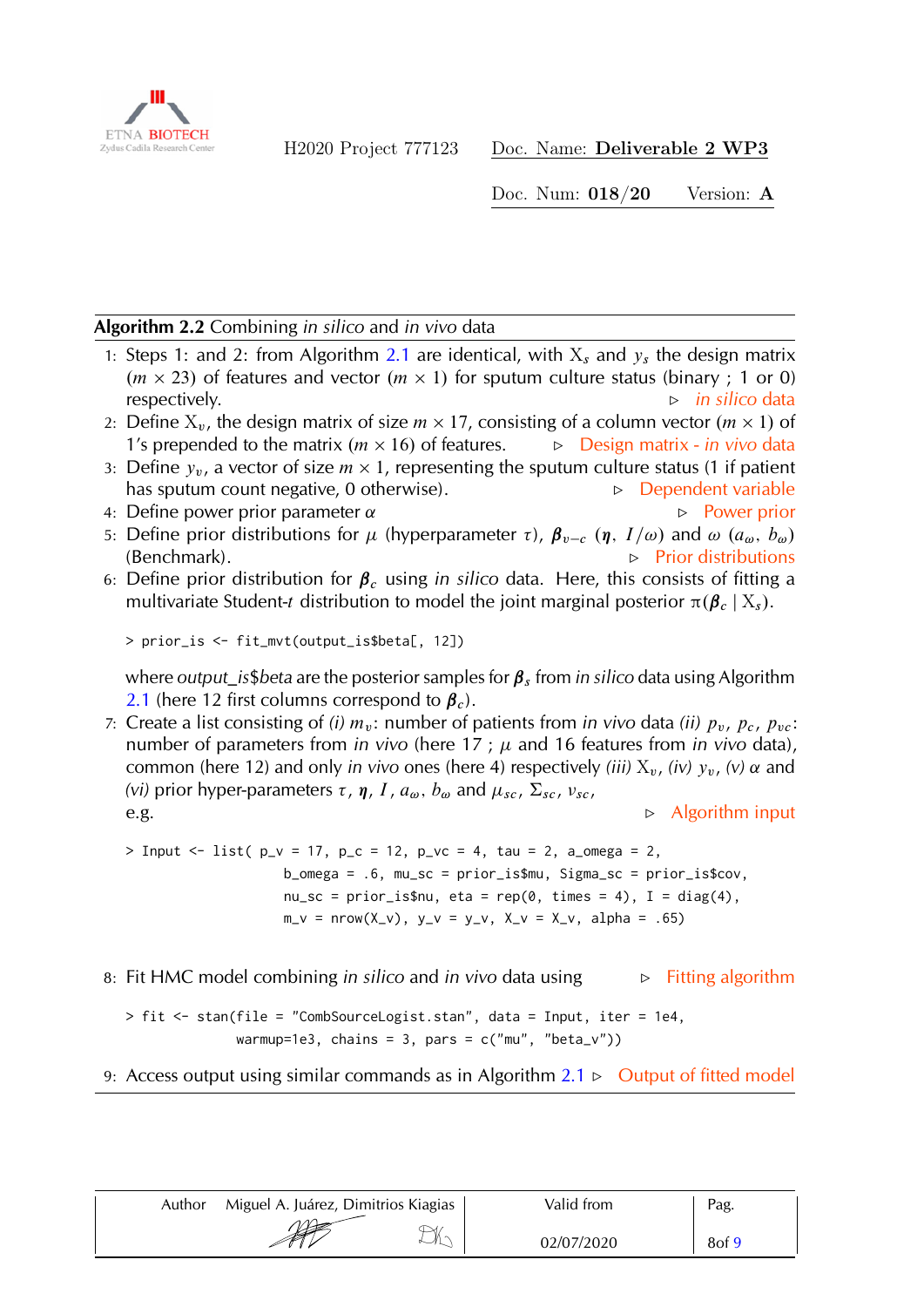**Algorithm 2.2** Combining *in silico* and *in vivo* data

1: Steps 1: and 2: from Algorithm 2.1 are identical, with $X_s$ and $y_s$ the design matrix ($m \times 23$) of features and vector ($m \times 1$) for sputum culture status (binary ; 1 or 0) respectively. ▷ *in silico* data

2: Define $X_v$, the design matrix of size $m \times 17$, consisting of a column vector ($m \times 1$) of 1's prepended to the matrix ($m \times 16$) of features. ▷ Design matrix - *in vivo* data

3: Define $y_v$, a vector of size $m \times 1$, representing the sputum culture status (1 if patient has sputum count negative, 0 otherwise). ▷ Dependent variable

4: Define power prior parameter $\alpha$ ▷ Power prior

5: Define prior distributions for $\mu$ (hyperparameter $\tau$), $\boldsymbol{\beta}_{v-c}$ ($\boldsymbol{\eta}$, $I/\omega$) and $\omega$ ($a_\omega$, $b_\omega$) (Benchmark). ▷ Prior distributions

6: Define prior distribution for $\boldsymbol{\beta}_c$ using *in silico* data. Here, this consists of fitting a multivariate Student-*t* distribution to model the joint marginal posterior $\pi(\boldsymbol{\beta}_c \mid X_s)$.

```
> prior_is <- fit_mvt(output_is$beta[, 12])
```

where *output_is$beta* are the posterior samples for $\boldsymbol{\beta}_s$ from *in silico* data using Algorithm 2.1 (here 12 first columns correspond to $\boldsymbol{\beta}_c$).

7: Create a list consisting of *(i)* $m_v$: number of patients from *in vivo* data *(ii)* $p_v$, $p_c$, $p_{vc}$: number of parameters from *in vivo* (here 17 ; $\mu$ and 16 features from *in vivo* data), common (here 12) and only *in vivo* ones (here 4) respectively *(iii)* $X_v$, *(iv)* $y_v$, *(v)* $\alpha$ and *(vi)* prior hyper-parameters $\tau$, $\boldsymbol{\eta}$, $I$, $a_\omega$, $b_\omega$ and $\mu_{sc}$, $\Sigma_{sc}$, $\nu_{sc}$, e.g. ▷ Algorithm input

```
> Input <- list( p_v = 17, p_c = 12, p_vc = 4, tau = 2, a_omega = 2,
                 b_omega = .6, mu_sc = prior_is$mu, Sigma_sc = prior_is$cov,
                 nu_sc = prior_is$nu, eta = rep(0, times = 4), I = diag(4),
                 m_v = nrow(X_v), y_v = y_v, X_v = X_v, alpha = .65)
```

8: Fit HMC model combining *in silico* and *in vivo* data using ▷ Fitting algorithm

```
> fit <- stan(file = "CombSourceLogist.stan", data = Input, iter = 1e4,
              warmup=1e3, chains = 3, pars = c("mu", "beta_v"))
```

9: Access output using similar commands as in Algorithm 2.1 ▷ Output of fitted model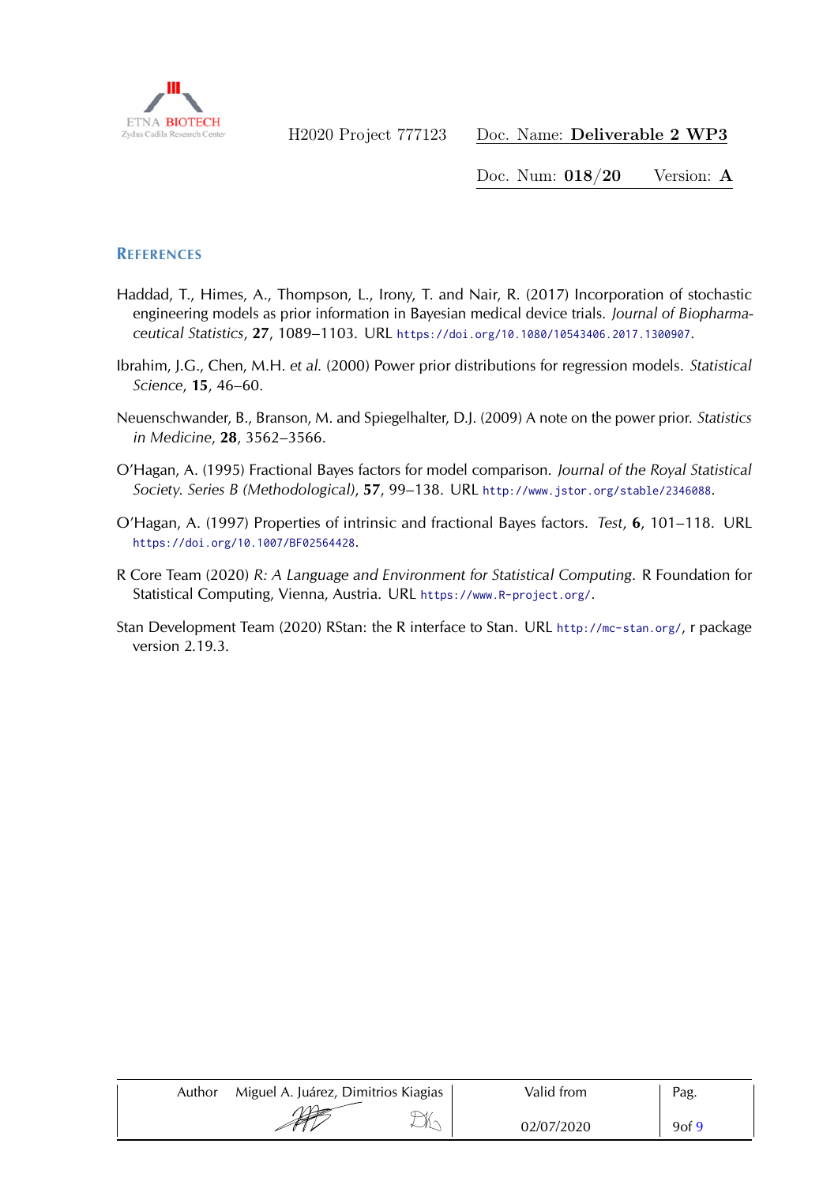## References

Haddad, T., Himes, A., Thompson, L., Irony, T. and Nair, R. (2017) Incorporation of stochastic engineering models as prior information in Bayesian medical device trials. *Journal of Biopharmaceutical Statistics*, **27**, 1089–1103. URL https://doi.org/10.1080/10543406.2017.1300907.

Ibrahim, J.G., Chen, M.H. *et al.* (2000) Power prior distributions for regression models. *Statistical Science*, **15**, 46–60.

Neuenschwander, B., Branson, M. and Spiegelhalter, D.J. (2009) A note on the power prior. *Statistics in Medicine*, **28**, 3562–3566.

O'Hagan, A. (1995) Fractional Bayes factors for model comparison. *Journal of the Royal Statistical Society. Series B (Methodological)*, **57**, 99–138. URL http://www.jstor.org/stable/2346088.

O'Hagan, A. (1997) Properties of intrinsic and fractional Bayes factors. *Test*, **6**, 101–118. URL https://doi.org/10.1007/BF02564428.

R Core Team (2020) *R: A Language and Environment for Statistical Computing*. R Foundation for Statistical Computing, Vienna, Austria. URL https://www.R-project.org/.

Stan Development Team (2020) RStan: the R interface to Stan. URL http://mc-stan.org/, r package version 2.19.3.